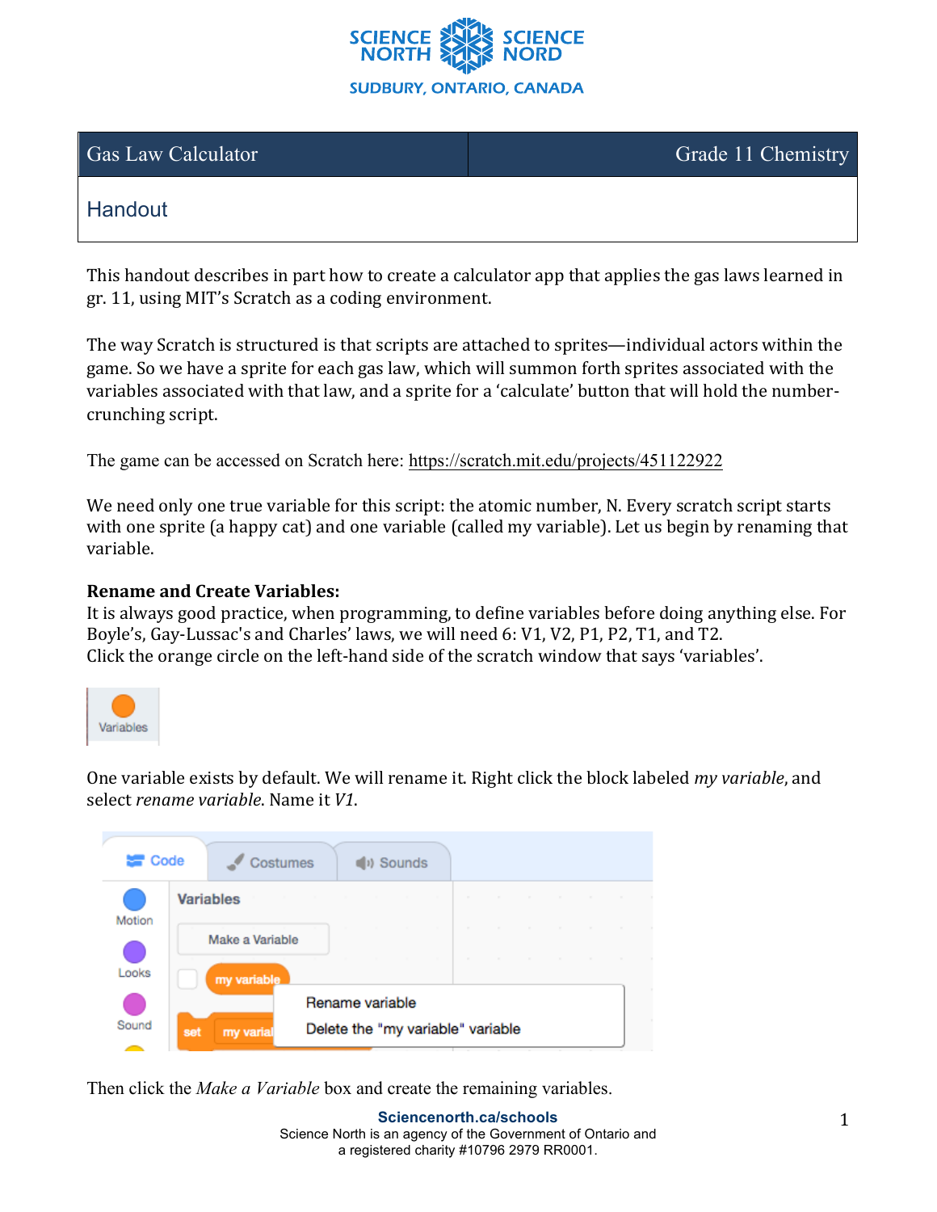| Gas Law Calculator | Grade 11 Chemistry |
| --- | --- |
| Handout | |

This handout describes in part how to create a calculator app that applies the gas laws learned in gr. 11, using MIT's Scratch as a coding environment.

The way Scratch is structured is that scripts are attached to sprites—individual actors within the game. So we have a sprite for each gas law, which will summon forth sprites associated with the variables associated with that law, and a sprite for a 'calculate' button that will hold the number-crunching script.

The game can be accessed on Scratch here: https://scratch.mit.edu/projects/451122922

We need only one true variable for this script: the atomic number, N. Every scratch script starts with one sprite (a happy cat) and one variable (called my variable). Let us begin by renaming that variable.

**Rename and Create Variables:**
It is always good practice, when programming, to define variables before doing anything else. For Boyle's, Gay-Lussac's and Charles' laws, we will need 6: V1, V2, P1, P2, T1, and T2.
Click the orange circle on the left-hand side of the scratch window that says 'variables'.

One variable exists by default. We will rename it. Right click the block labeled *my variable*, and select *rename variable*. Name it *V1*.

Then click the *Make a Variable* box and create the remaining variables.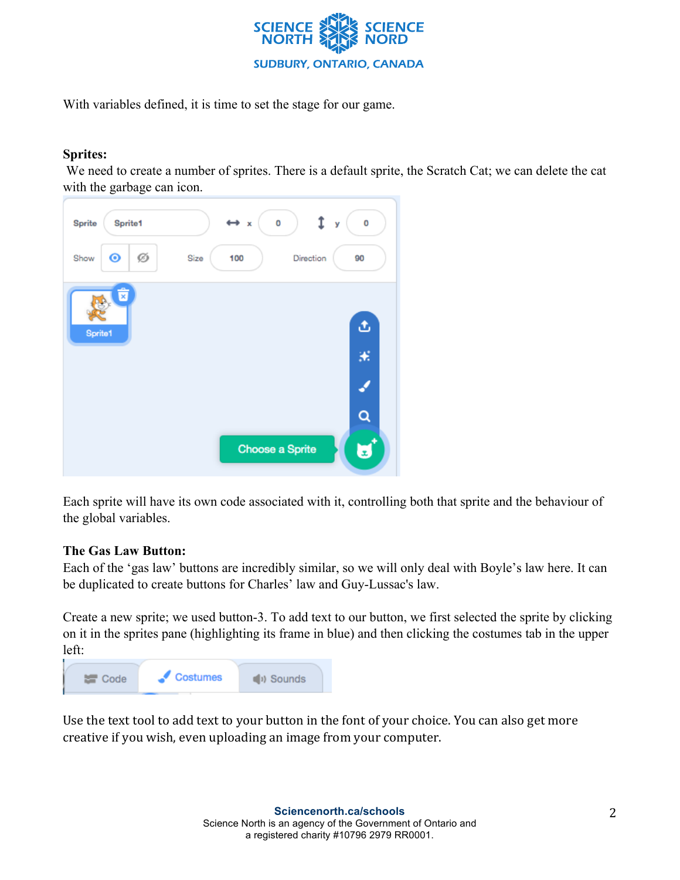With variables defined, it is time to set the stage for our game.

**Sprites:**

We need to create a number of sprites. There is a default sprite, the Scratch Cat; we can delete the cat with the garbage can icon.

Each sprite will have its own code associated with it, controlling both that sprite and the behaviour of the global variables.

**The Gas Law Button:**

Each of the 'gas law' buttons are incredibly similar, so we will only deal with Boyle's law here. It can be duplicated to create buttons for Charles' law and Guy-Lussac's law.

Create a new sprite; we used button-3. To add text to our button, we first selected the sprite by clicking on it in the sprites pane (highlighting its frame in blue) and then clicking the costumes tab in the upper left:

Use the text tool to add text to your button in the font of your choice. You can also get more creative if you wish, even uploading an image from your computer.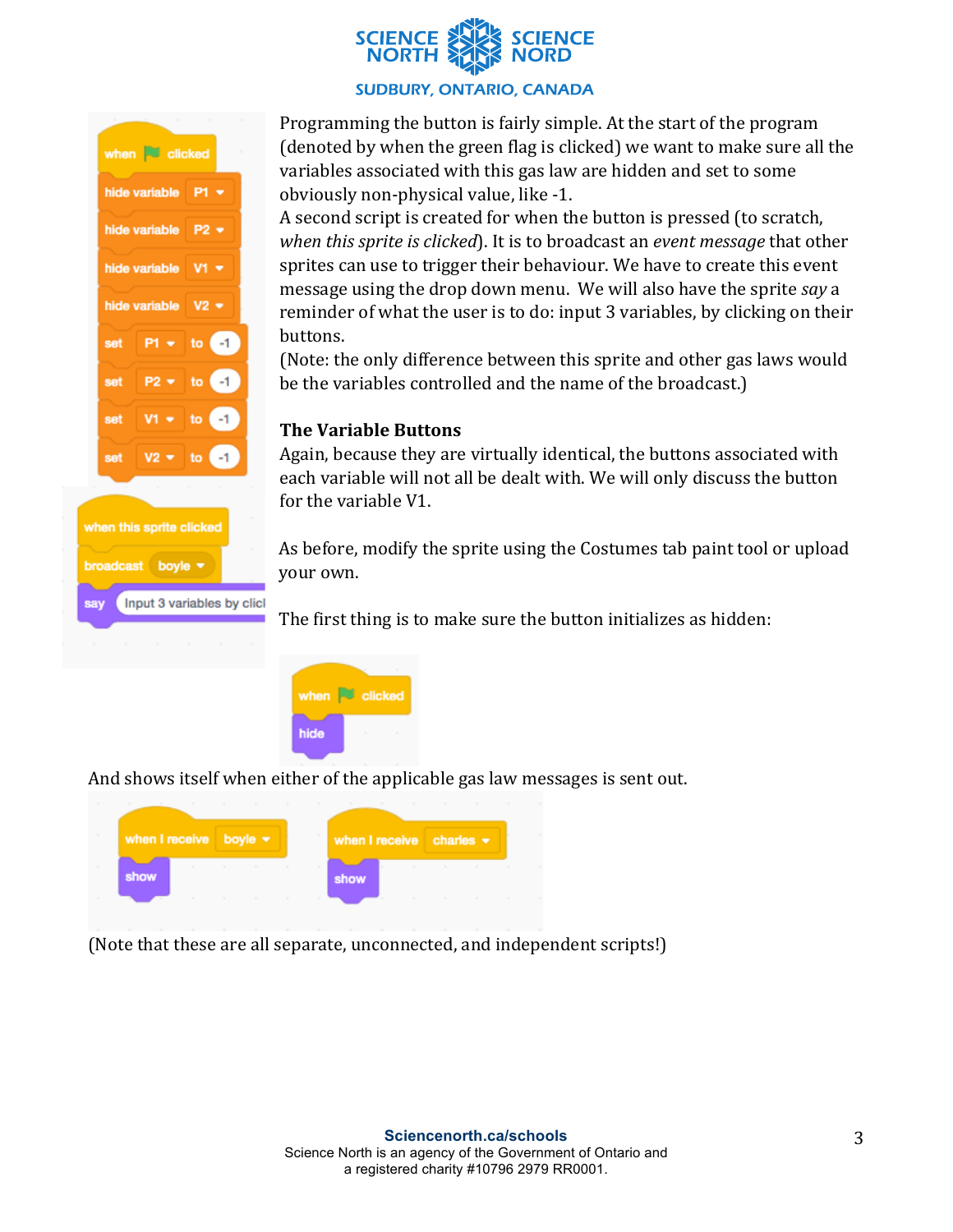```
when green flag clicked
hide variable P1
hide variable P2
hide variable V1
hide variable V2
set P1 to -1
set P2 to -1
set V1 to -1
set V2 to -1
```

```
when this sprite clicked
broadcast boyle
say Input 3 variables by clicl
```

Programming the button is fairly simple. At the start of the program (denoted by when the green flag is clicked) we want to make sure all the variables associated with this gas law are hidden and set to some obviously non-physical value, like -1.

A second script is created for when the button is pressed (to scratch, *when this sprite is clicked*). It is to broadcast an *event message* that other sprites can use to trigger their behaviour. We have to create this event message using the drop down menu. We will also have the sprite *say* a reminder of what the user is to do: input 3 variables, by clicking on their buttons.

(Note: the only difference between this sprite and other gas laws would be the variables controlled and the name of the broadcast.)

**The Variable Buttons**

Again, because they are virtually identical, the buttons associated with each variable will not all be dealt with. We will only discuss the button for the variable V1.

As before, modify the sprite using the Costumes tab paint tool or upload your own.

The first thing is to make sure the button initializes as hidden:

```
when green flag clicked
hide
```

And shows itself when either of the applicable gas law messages is sent out.

```
when I receive boyle
show
```

```
when I receive charles
show
```

(Note that these are all separate, unconnected, and independent scripts!)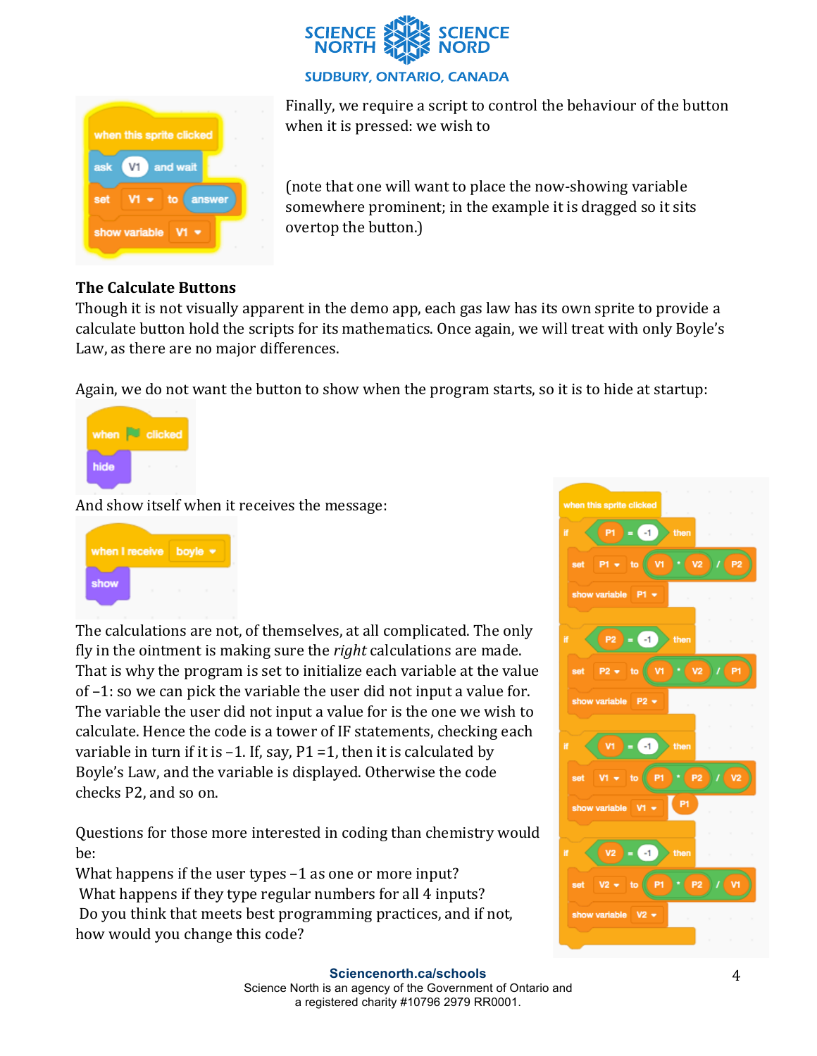Finally, we require a script to control the behaviour of the button when it is pressed: we wish to

(note that one will want to place the now-showing variable somewhere prominent; in the example it is dragged so it sits overtop the button.)

**The Calculate Buttons**

Though it is not visually apparent in the demo app, each gas law has its own sprite to provide a calculate button hold the scripts for its mathematics. Once again, we will treat with only Boyle's Law, as there are no major differences.

Again, we do not want the button to show when the program starts, so it is to hide at startup:

And show itself when it receives the message:

The calculations are not, of themselves, at all complicated. The only fly in the ointment is making sure the *right* calculations are made. That is why the program is set to initialize each variable at the value of –1: so we can pick the variable the user did not input a value for. The variable the user did not input a value for is the one we wish to calculate. Hence the code is a tower of IF statements, checking each variable in turn if it is –1. If, say, P1 =1, then it is calculated by Boyle's Law, and the variable is displayed. Otherwise the code checks P2, and so on.

Questions for those more interested in coding than chemistry would be:

What happens if the user types –1 as one or more input?

What happens if they type regular numbers for all 4 inputs?

Do you think that meets best programming practices, and if not, how would you change this code?